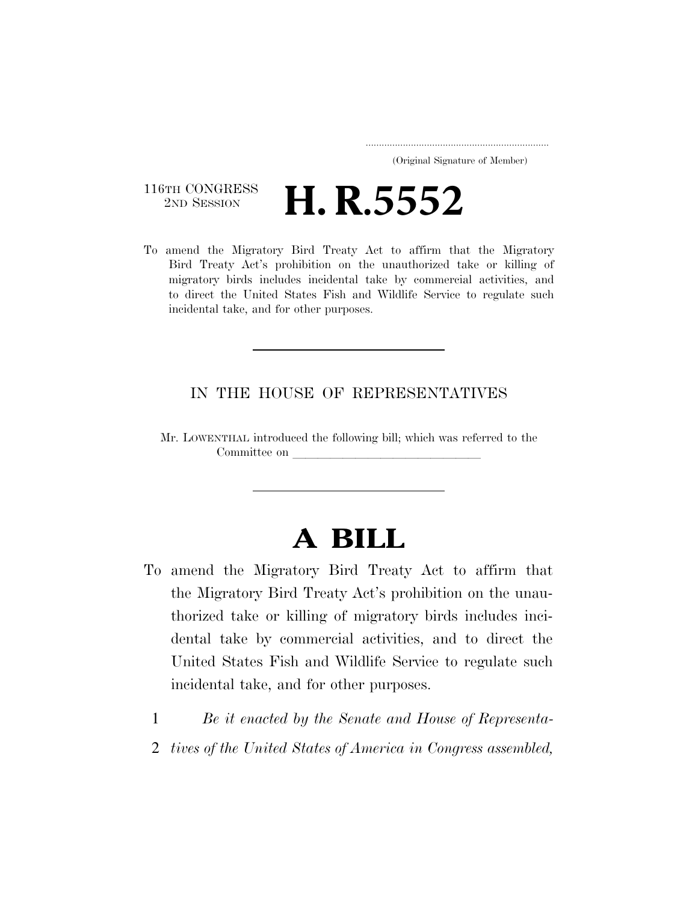.....................................................................
(Original Signature of Member)

116TH CONGRESS
2ND SESSION

# H. R.5552

To amend the Migratory Bird Treaty Act to affirm that the Migratory Bird Treaty Act's prohibition on the unauthorized take or killing of migratory birds includes incidental take by commercial activities, and to direct the United States Fish and Wildlife Service to regulate such incidental take, and for other purposes.

---

IN THE HOUSE OF REPRESENTATIVES

Mr. LOWENTHAL introduced the following bill; which was referred to the Committee on \_\_\_\_\_\_\_\_\_\_\_\_\_\_\_\_\_\_\_\_\_\_\_\_\_\_\_\_\_\_

---

# A BILL

To amend the Migratory Bird Treaty Act to affirm that the Migratory Bird Treaty Act's prohibition on the unauthorized take or killing of migratory birds includes incidental take by commercial activities, and to direct the United States Fish and Wildlife Service to regulate such incidental take, and for other purposes.

1 *Be it enacted by the Senate and House of Representa-*
2 *tives of the United States of America in Congress assembled,*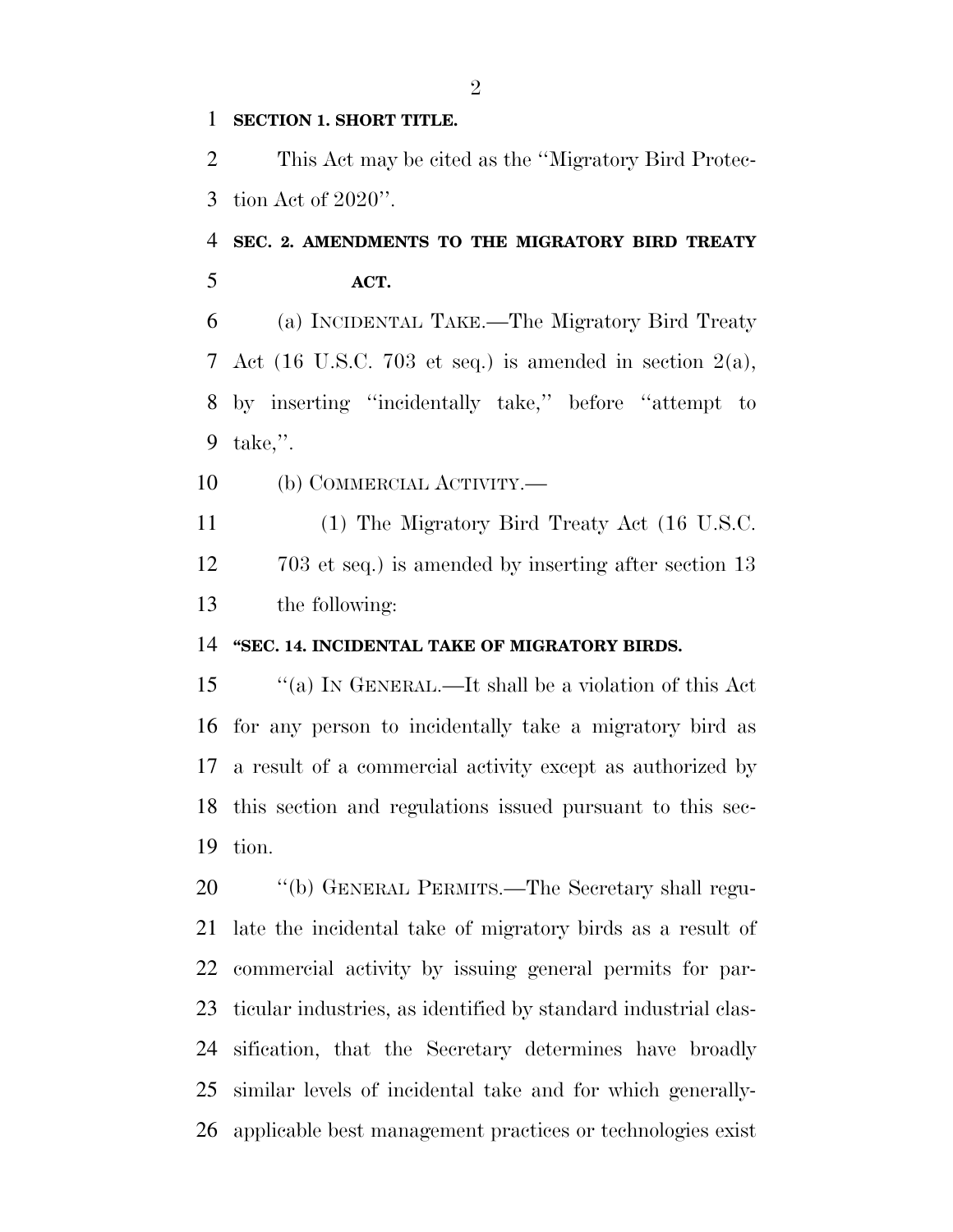**SECTION 1. SHORT TITLE.**

This Act may be cited as the ''Migratory Bird Protection Act of 2020''.

**SEC. 2. AMENDMENTS TO THE MIGRATORY BIRD TREATY ACT.**

(a) INCIDENTAL TAKE.—The Migratory Bird Treaty Act (16 U.S.C. 703 et seq.) is amended in section 2(a), by inserting ''incidentally take,'' before ''attempt to take,''.

(b) COMMERCIAL ACTIVITY.—

(1) The Migratory Bird Treaty Act (16 U.S.C. 703 et seq.) is amended by inserting after section 13 the following:

**''SEC. 14. INCIDENTAL TAKE OF MIGRATORY BIRDS.**

''(a) IN GENERAL.—It shall be a violation of this Act for any person to incidentally take a migratory bird as a result of a commercial activity except as authorized by this section and regulations issued pursuant to this section.

''(b) GENERAL PERMITS.—The Secretary shall regulate the incidental take of migratory birds as a result of commercial activity by issuing general permits for particular industries, as identified by standard industrial classification, that the Secretary determines have broadly similar levels of incidental take and for which generally-applicable best management practices or technologies exist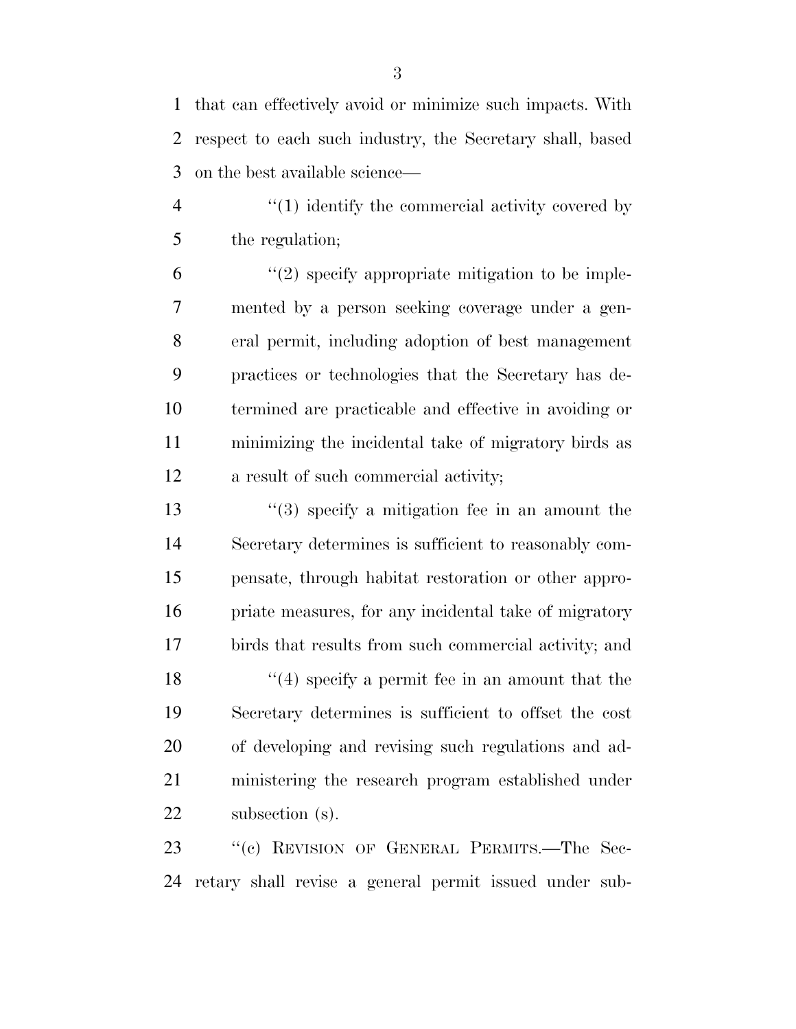that can effectively avoid or minimize such impacts. With respect to each such industry, the Secretary shall, based on the best available science—

"(1) identify the commercial activity covered by the regulation;

"(2) specify appropriate mitigation to be implemented by a person seeking coverage under a general permit, including adoption of best management practices or technologies that the Secretary has determined are practicable and effective in avoiding or minimizing the incidental take of migratory birds as a result of such commercial activity;

"(3) specify a mitigation fee in an amount the Secretary determines is sufficient to reasonably compensate, through habitat restoration or other appropriate measures, for any incidental take of migratory birds that results from such commercial activity; and

"(4) specify a permit fee in an amount that the Secretary determines is sufficient to offset the cost of developing and revising such regulations and administering the research program established under subsection (s).

"(c) REVISION OF GENERAL PERMITS.—The Secretary shall revise a general permit issued under sub-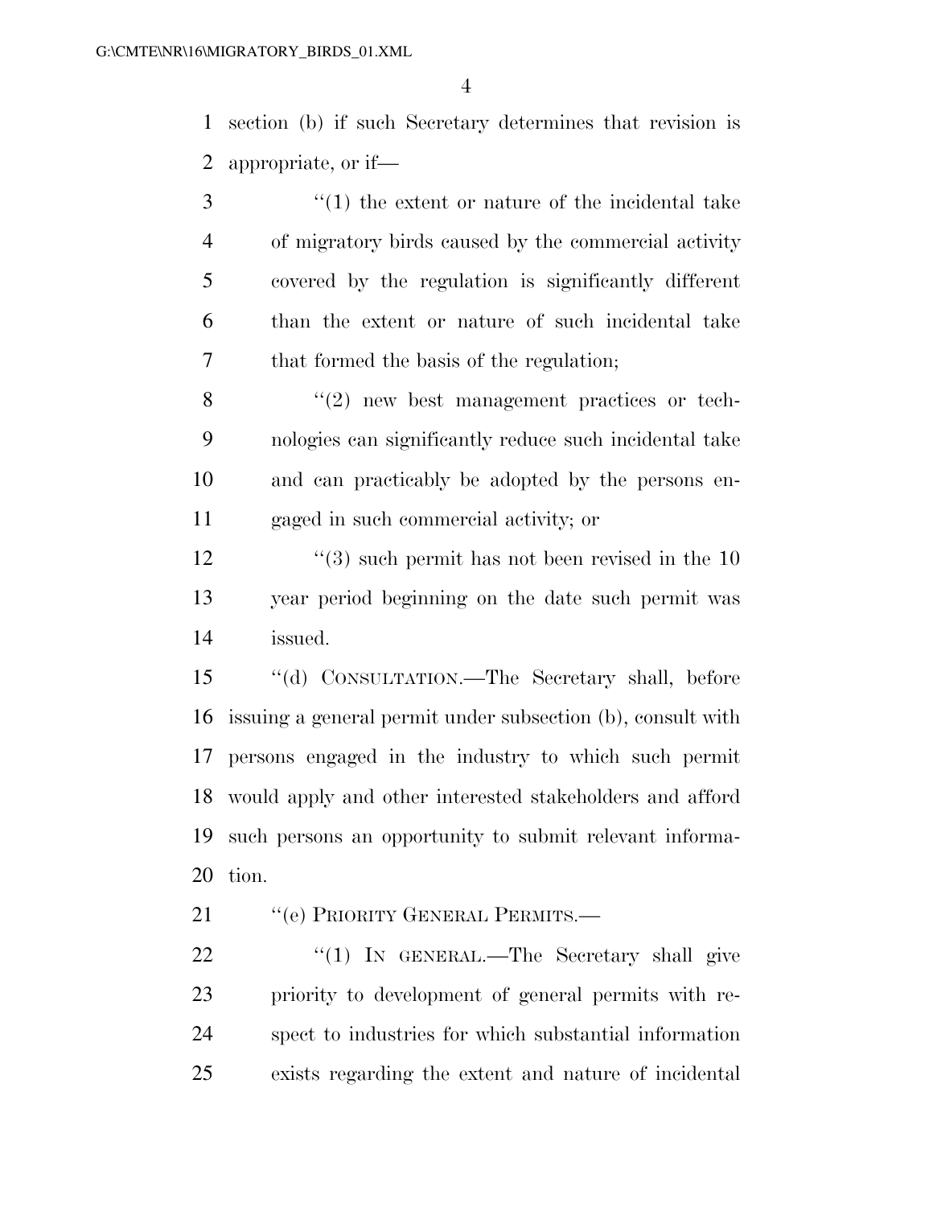section (b) if such Secretary determines that revision is appropriate, or if—

"(1) the extent or nature of the incidental take of migratory birds caused by the commercial activity covered by the regulation is significantly different than the extent or nature of such incidental take that formed the basis of the regulation;

"(2) new best management practices or technologies can significantly reduce such incidental take and can practicably be adopted by the persons engaged in such commercial activity; or

"(3) such permit has not been revised in the 10 year period beginning on the date such permit was issued.

"(d) CONSULTATION.—The Secretary shall, before issuing a general permit under subsection (b), consult with persons engaged in the industry to which such permit would apply and other interested stakeholders and afford such persons an opportunity to submit relevant information.

"(e) PRIORITY GENERAL PERMITS.—

"(1) IN GENERAL.—The Secretary shall give priority to development of general permits with respect to industries for which substantial information exists regarding the extent and nature of incidental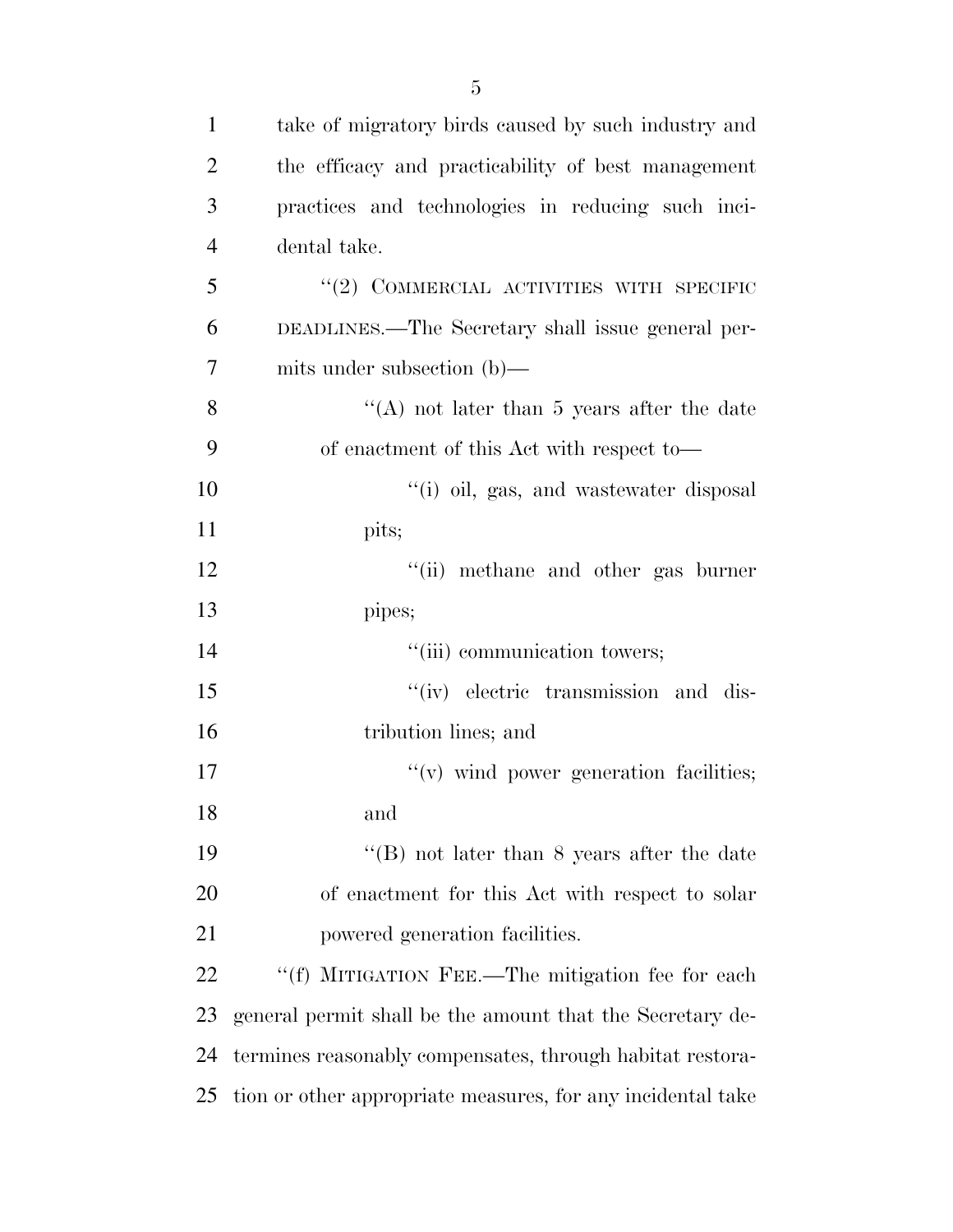take of migratory birds caused by such industry and the efficacy and practicability of best management practices and technologies in reducing such incidental take.

"(2) COMMERCIAL ACTIVITIES WITH SPECIFIC DEADLINES.—The Secretary shall issue general permits under subsection (b)—

"(A) not later than 5 years after the date of enactment of this Act with respect to—

"(i) oil, gas, and wastewater disposal pits;

"(ii) methane and other gas burner pipes;

"(iii) communication towers;

"(iv) electric transmission and distribution lines; and

"(v) wind power generation facilities; and

"(B) not later than 8 years after the date of enactment for this Act with respect to solar powered generation facilities.

"(f) MITIGATION FEE.—The mitigation fee for each general permit shall be the amount that the Secretary determines reasonably compensates, through habitat restoration or other appropriate measures, for any incidental take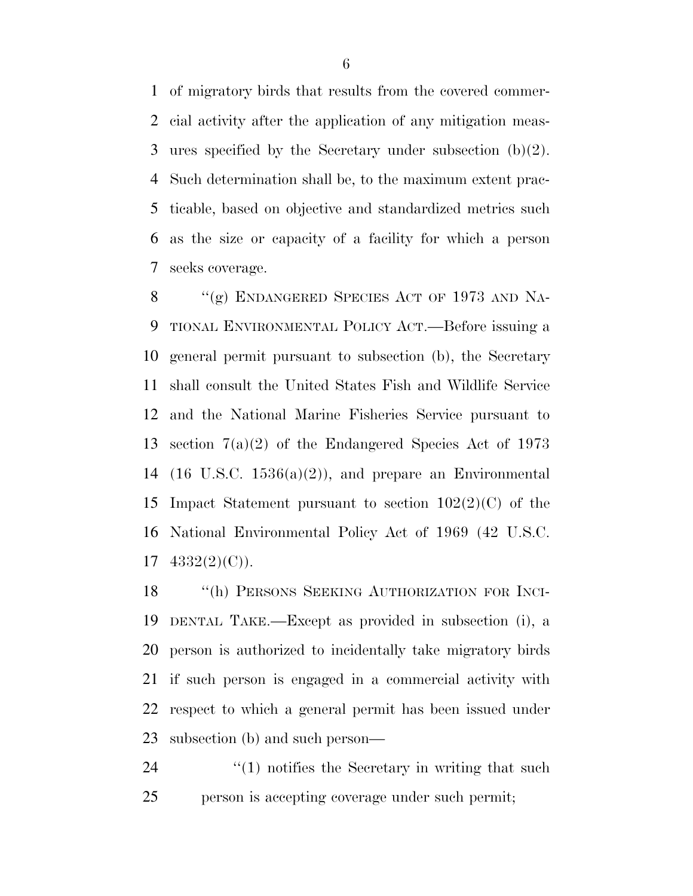of migratory birds that results from the covered commercial activity after the application of any mitigation measures specified by the Secretary under subsection (b)(2). Such determination shall be, to the maximum extent practicable, based on objective and standardized metrics such as the size or capacity of a facility for which a person seeks coverage.

"(g) ENDANGERED SPECIES ACT OF 1973 AND NATIONAL ENVIRONMENTAL POLICY ACT.—Before issuing a general permit pursuant to subsection (b), the Secretary shall consult the United States Fish and Wildlife Service and the National Marine Fisheries Service pursuant to section 7(a)(2) of the Endangered Species Act of 1973 (16 U.S.C. 1536(a)(2)), and prepare an Environmental Impact Statement pursuant to section 102(2)(C) of the National Environmental Policy Act of 1969 (42 U.S.C. 4332(2)(C)).

"(h) PERSONS SEEKING AUTHORIZATION FOR INCIDENTAL TAKE.—Except as provided in subsection (i), a person is authorized to incidentally take migratory birds if such person is engaged in a commercial activity with respect to which a general permit has been issued under subsection (b) and such person—

"(1) notifies the Secretary in writing that such person is accepting coverage under such permit;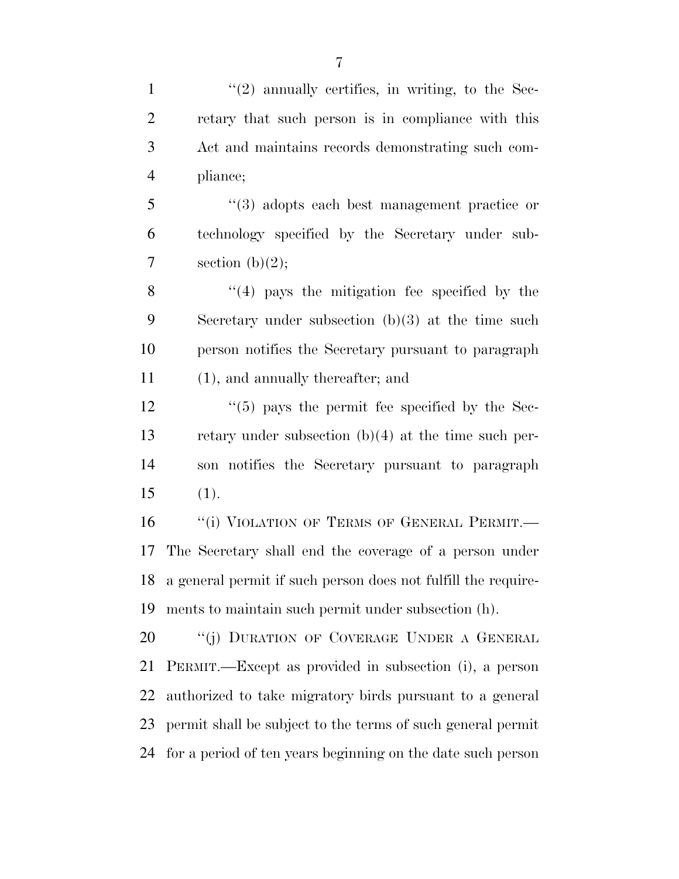''(2) annually certifies, in writing, to the Secretary that such person is in compliance with this Act and maintains records demonstrating such compliance;

''(3) adopts each best management practice or technology specified by the Secretary under subsection (b)(2);

''(4) pays the mitigation fee specified by the Secretary under subsection (b)(3) at the time such person notifies the Secretary pursuant to paragraph (1), and annually thereafter; and

''(5) pays the permit fee specified by the Secretary under subsection (b)(4) at the time such person notifies the Secretary pursuant to paragraph (1).

''(i) VIOLATION OF TERMS OF GENERAL PERMIT.—The Secretary shall end the coverage of a person under a general permit if such person does not fulfill the requirements to maintain such permit under subsection (h).

''(j) DURATION OF COVERAGE UNDER A GENERAL PERMIT.—Except as provided in subsection (i), a person authorized to take migratory birds pursuant to a general permit shall be subject to the terms of such general permit for a period of ten years beginning on the date such person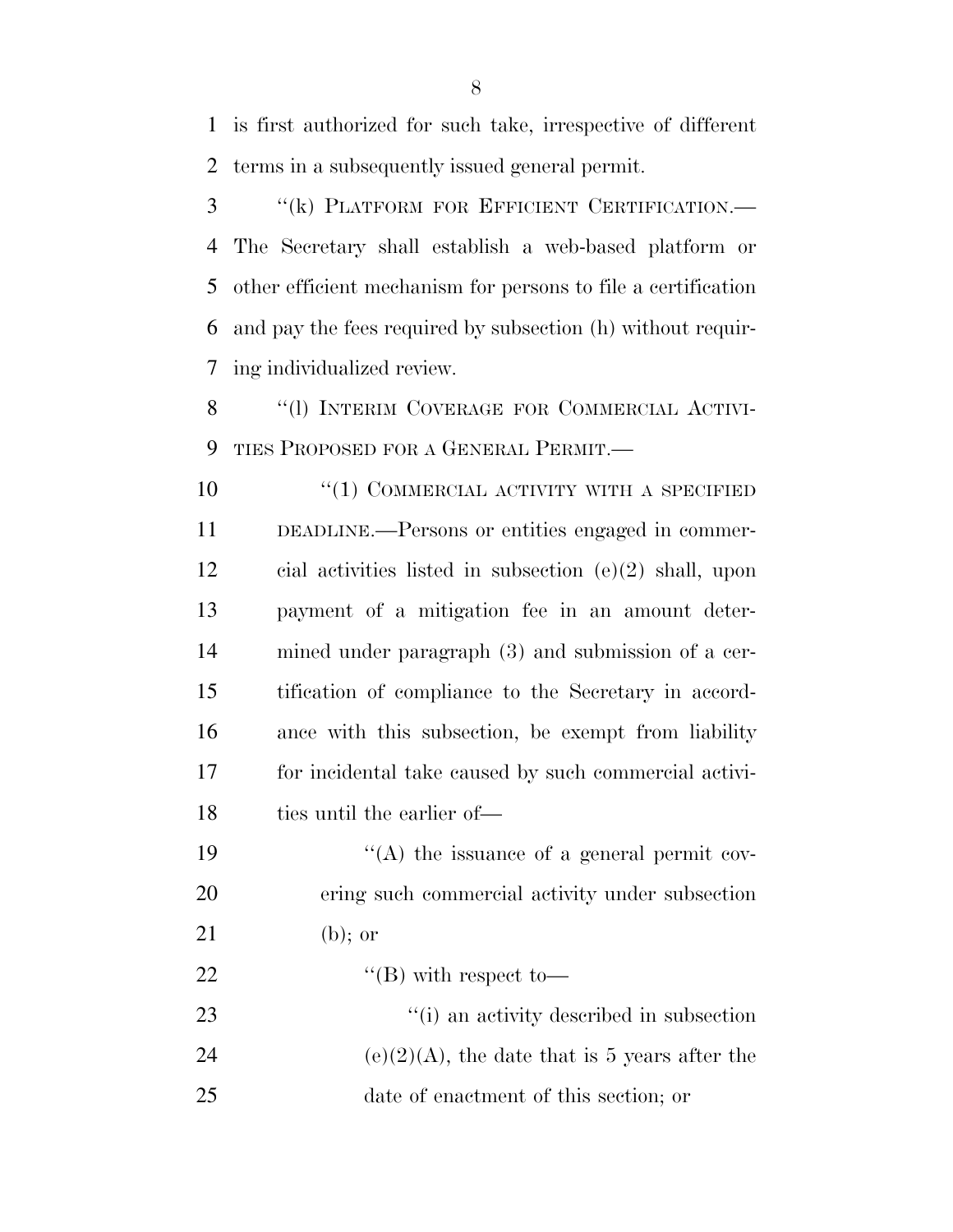is first authorized for such take, irrespective of different terms in a subsequently issued general permit.

"(k) PLATFORM FOR EFFICIENT CERTIFICATION.—The Secretary shall establish a web-based platform or other efficient mechanism for persons to file a certification and pay the fees required by subsection (h) without requiring individualized review.

"(l) INTERIM COVERAGE FOR COMMERCIAL ACTIVITIES PROPOSED FOR A GENERAL PERMIT.—

"(1) COMMERCIAL ACTIVITY WITH A SPECIFIED DEADLINE.—Persons or entities engaged in commercial activities listed in subsection (e)(2) shall, upon payment of a mitigation fee in an amount determined under paragraph (3) and submission of a certification of compliance to the Secretary in accordance with this subsection, be exempt from liability for incidental take caused by such commercial activities until the earlier of—

"(A) the issuance of a general permit covering such commercial activity under subsection (b); or

"(B) with respect to—

"(i) an activity described in subsection (e)(2)(A), the date that is 5 years after the date of enactment of this section; or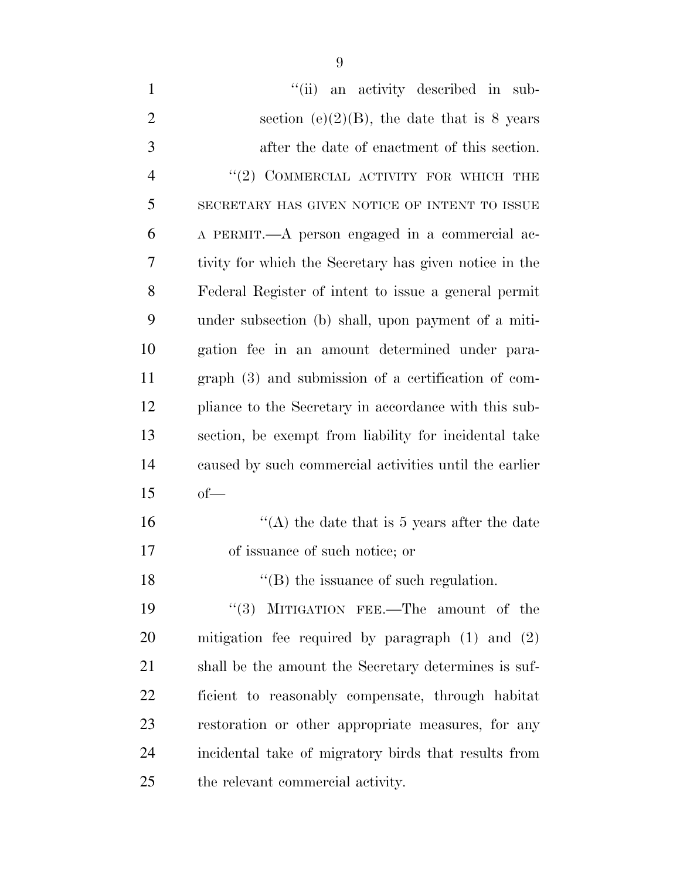''(ii) an activity described in subsection (e)(2)(B), the date that is 8 years after the date of enactment of this section.

''(2) COMMERCIAL ACTIVITY FOR WHICH THE SECRETARY HAS GIVEN NOTICE OF INTENT TO ISSUE A PERMIT.—A person engaged in a commercial activity for which the Secretary has given notice in the Federal Register of intent to issue a general permit under subsection (b) shall, upon payment of a mitigation fee in an amount determined under paragraph (3) and submission of a certification of compliance to the Secretary in accordance with this subsection, be exempt from liability for incidental take caused by such commercial activities until the earlier of—

''(A) the date that is 5 years after the date of issuance of such notice; or

''(B) the issuance of such regulation.

''(3) MITIGATION FEE.—The amount of the mitigation fee required by paragraph (1) and (2) shall be the amount the Secretary determines is sufficient to reasonably compensate, through habitat restoration or other appropriate measures, for any incidental take of migratory birds that results from the relevant commercial activity.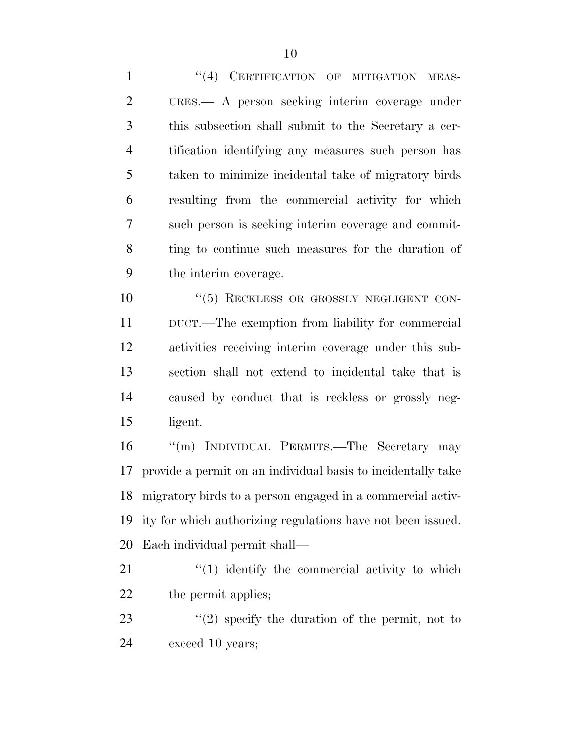"(4) CERTIFICATION OF MITIGATION MEASURES.— A person seeking interim coverage under this subsection shall submit to the Secretary a certification identifying any measures such person has taken to minimize incidental take of migratory birds resulting from the commercial activity for which such person is seeking interim coverage and committing to continue such measures for the duration of the interim coverage.

"(5) RECKLESS OR GROSSLY NEGLIGENT CONDUCT.—The exemption from liability for commercial activities receiving interim coverage under this subsection shall not extend to incidental take that is caused by conduct that is reckless or grossly negligent.

"(m) INDIVIDUAL PERMITS.—The Secretary may provide a permit on an individual basis to incidentally take migratory birds to a person engaged in a commercial activity for which authorizing regulations have not been issued. Each individual permit shall—

"(1) identify the commercial activity to which the permit applies;

"(2) specify the duration of the permit, not to exceed 10 years;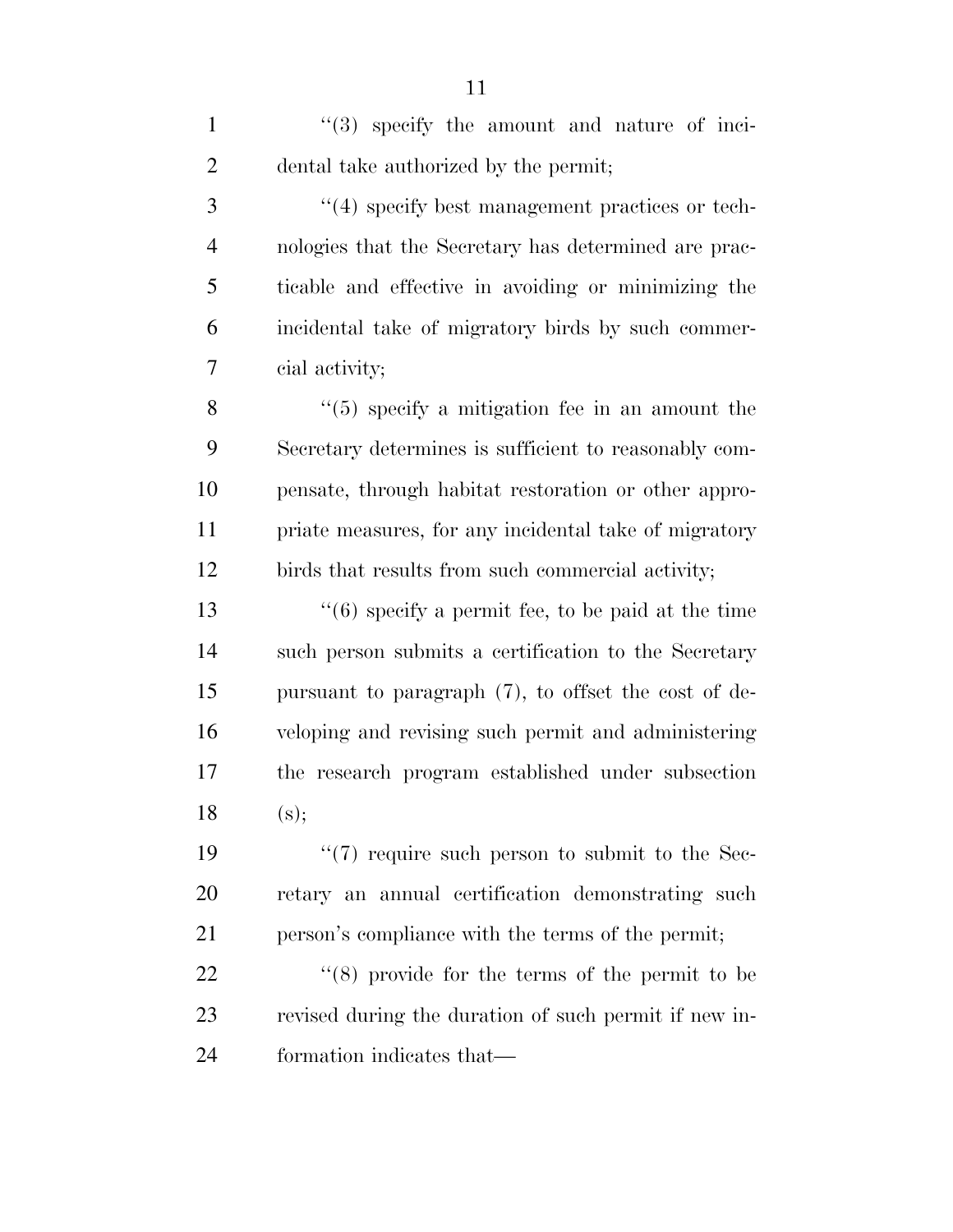"(3) specify the amount and nature of incidental take authorized by the permit;

"(4) specify best management practices or technologies that the Secretary has determined are practicable and effective in avoiding or minimizing the incidental take of migratory birds by such commercial activity;

"(5) specify a mitigation fee in an amount the Secretary determines is sufficient to reasonably compensate, through habitat restoration or other appropriate measures, for any incidental take of migratory birds that results from such commercial activity;

"(6) specify a permit fee, to be paid at the time such person submits a certification to the Secretary pursuant to paragraph (7), to offset the cost of developing and revising such permit and administering the research program established under subsection (s);

"(7) require such person to submit to the Secretary an annual certification demonstrating such person's compliance with the terms of the permit;

"(8) provide for the terms of the permit to be revised during the duration of such permit if new information indicates that—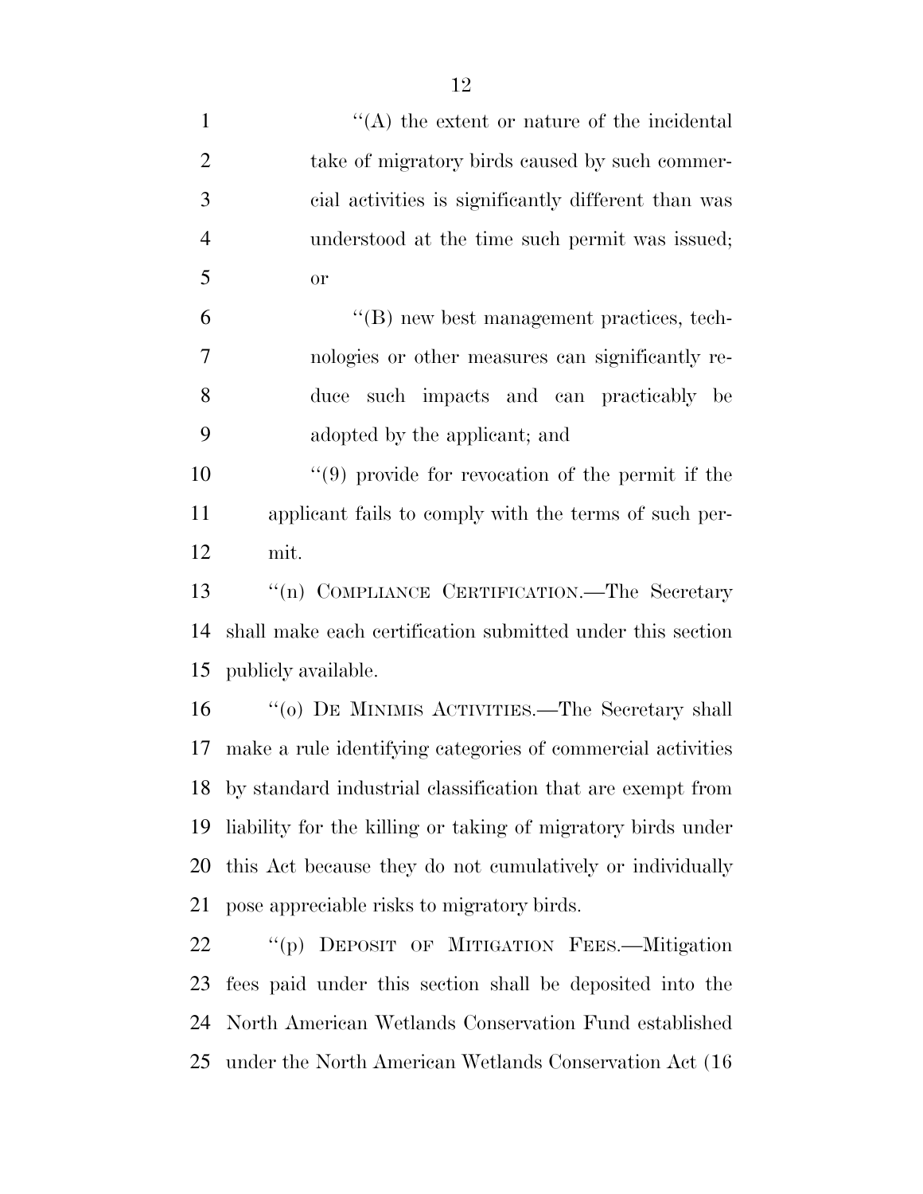''(A) the extent or nature of the incidental take of migratory birds caused by such commercial activities is significantly different than was understood at the time such permit was issued; or

''(B) new best management practices, technologies or other measures can significantly reduce such impacts and can practicably be adopted by the applicant; and

''(9) provide for revocation of the permit if the applicant fails to comply with the terms of such permit.

''(n) COMPLIANCE CERTIFICATION.—The Secretary shall make each certification submitted under this section publicly available.

''(o) DE MINIMIS ACTIVITIES.—The Secretary shall make a rule identifying categories of commercial activities by standard industrial classification that are exempt from liability for the killing or taking of migratory birds under this Act because they do not cumulatively or individually pose appreciable risks to migratory birds.

''(p) DEPOSIT OF MITIGATION FEES.—Mitigation fees paid under this section shall be deposited into the North American Wetlands Conservation Fund established under the North American Wetlands Conservation Act (16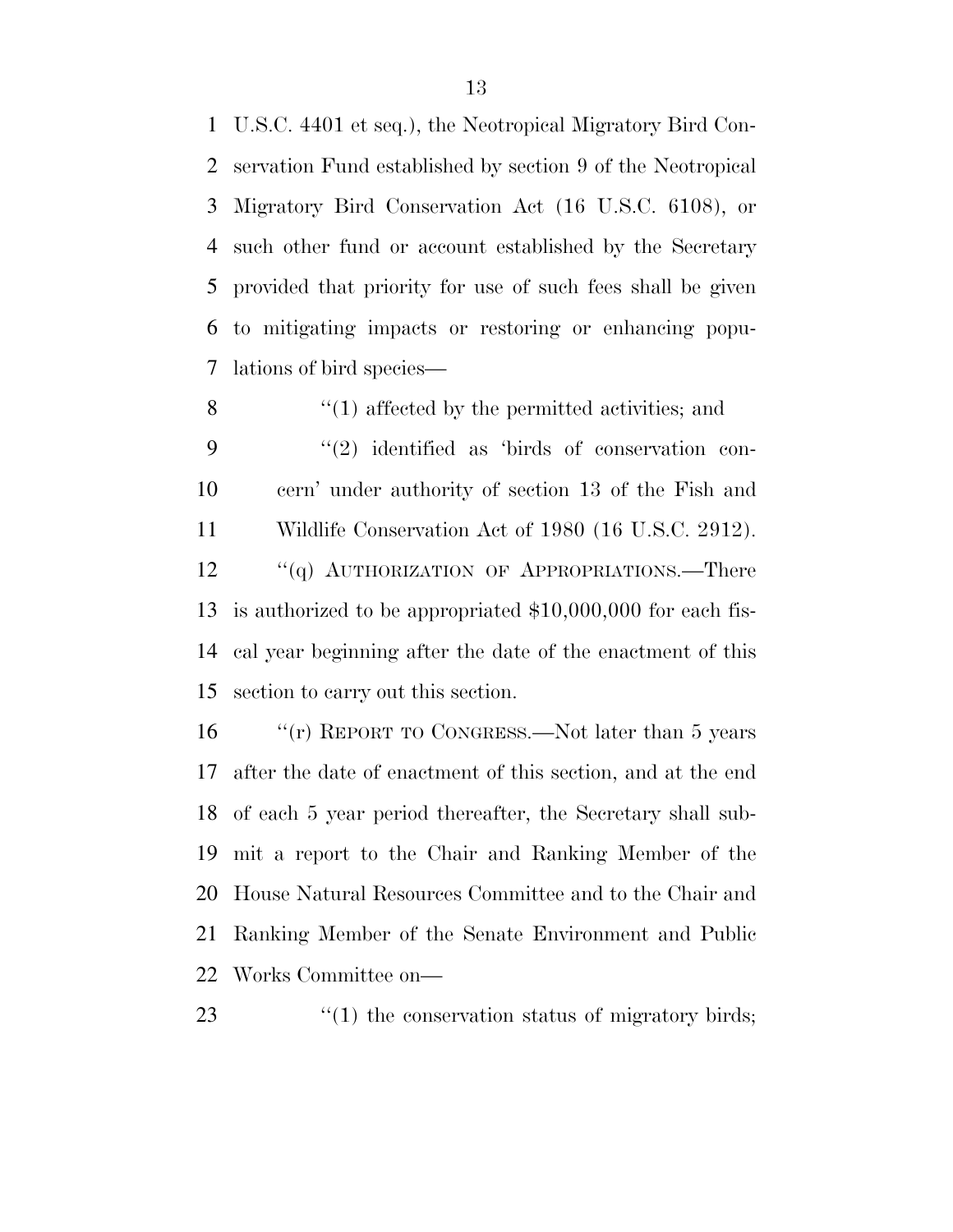U.S.C. 4401 et seq.), the Neotropical Migratory Bird Conservation Fund established by section 9 of the Neotropical Migratory Bird Conservation Act (16 U.S.C. 6108), or such other fund or account established by the Secretary provided that priority for use of such fees shall be given to mitigating impacts or restoring or enhancing populations of bird species—

"(1) affected by the permitted activities; and

"(2) identified as 'birds of conservation concern' under authority of section 13 of the Fish and Wildlife Conservation Act of 1980 (16 U.S.C. 2912).

"(q) AUTHORIZATION OF APPROPRIATIONS.—There is authorized to be appropriated $10,000,000 for each fiscal year beginning after the date of the enactment of this section to carry out this section.

"(r) REPORT TO CONGRESS.—Not later than 5 years after the date of enactment of this section, and at the end of each 5 year period thereafter, the Secretary shall submit a report to the Chair and Ranking Member of the House Natural Resources Committee and to the Chair and Ranking Member of the Senate Environment and Public Works Committee on—

"(1) the conservation status of migratory birds;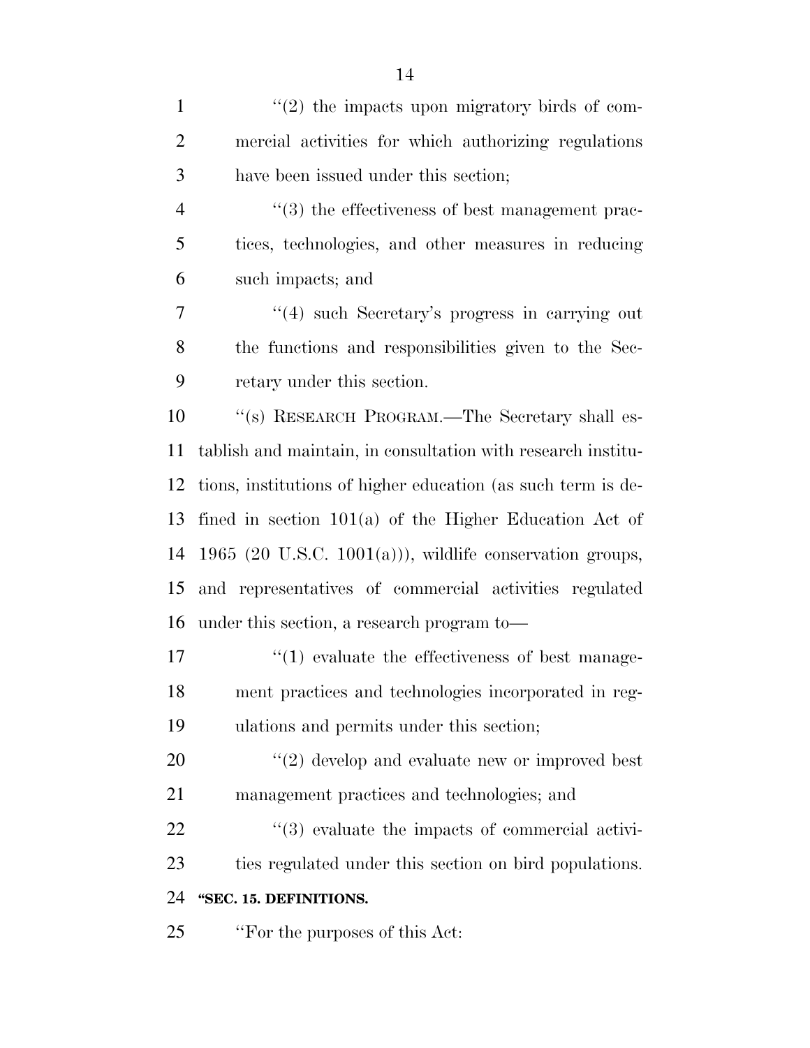''(2) the impacts upon migratory birds of commercial activities for which authorizing regulations have been issued under this section;

''(3) the effectiveness of best management practices, technologies, and other measures in reducing such impacts; and

''(4) such Secretary's progress in carrying out the functions and responsibilities given to the Secretary under this section.

''(s) RESEARCH PROGRAM.—The Secretary shall establish and maintain, in consultation with research institutions, institutions of higher education (as such term is defined in section 101(a) of the Higher Education Act of 1965 (20 U.S.C. 1001(a))), wildlife conservation groups, and representatives of commercial activities regulated under this section, a research program to—

''(1) evaluate the effectiveness of best management practices and technologies incorporated in regulations and permits under this section;

''(2) develop and evaluate new or improved best management practices and technologies; and

''(3) evaluate the impacts of commercial activities regulated under this section on bird populations.

**''SEC. 15. DEFINITIONS.**

''For the purposes of this Act: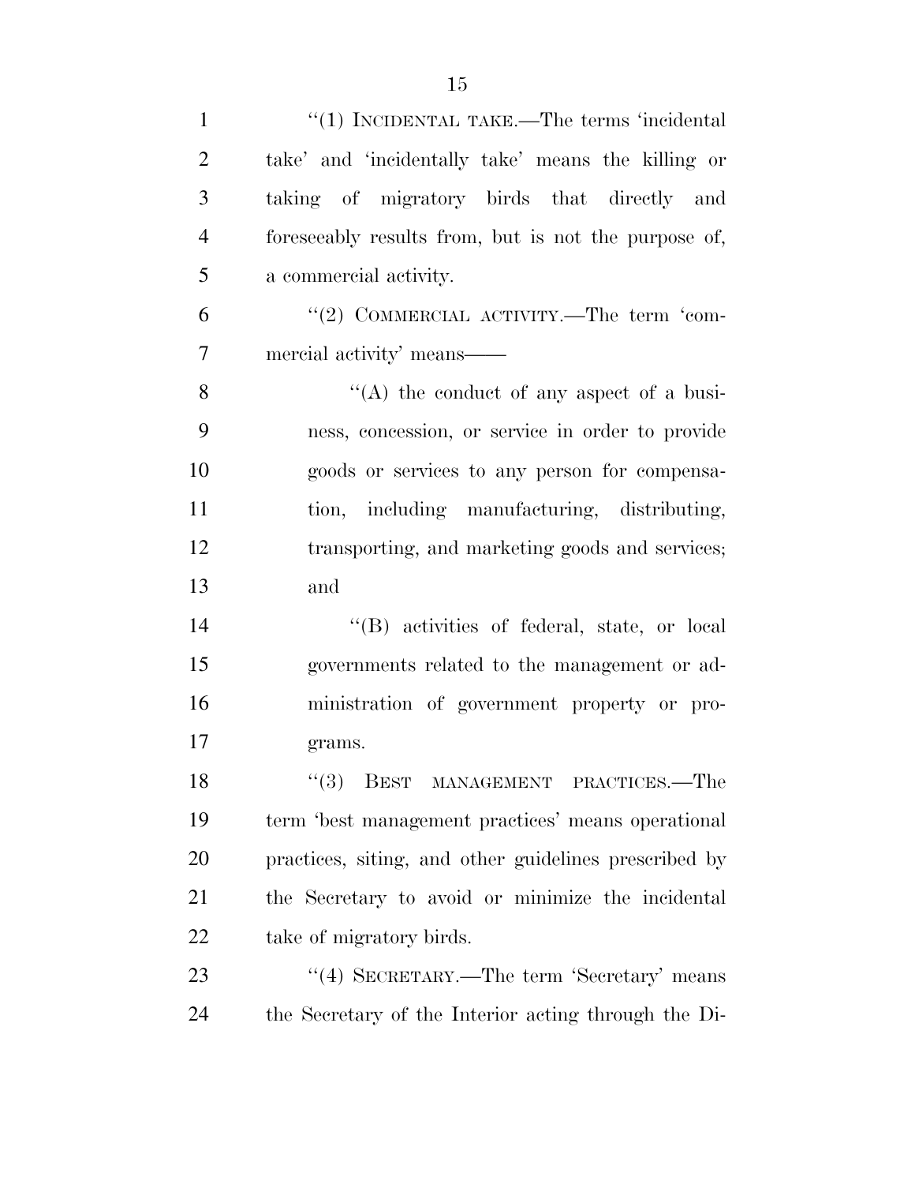"(1) INCIDENTAL TAKE.—The terms 'incidental take' and 'incidentally take' means the killing or taking of migratory birds that directly and foreseeably results from, but is not the purpose of, a commercial activity.

"(2) COMMERCIAL ACTIVITY.—The term 'commercial activity' means——

"(A) the conduct of any aspect of a business, concession, or service in order to provide goods or services to any person for compensation, including manufacturing, distributing, transporting, and marketing goods and services; and

"(B) activities of federal, state, or local governments related to the management or administration of government property or programs.

"(3) BEST MANAGEMENT PRACTICES.—The term 'best management practices' means operational practices, siting, and other guidelines prescribed by the Secretary to avoid or minimize the incidental take of migratory birds.

"(4) SECRETARY.—The term 'Secretary' means the Secretary of the Interior acting through the Di-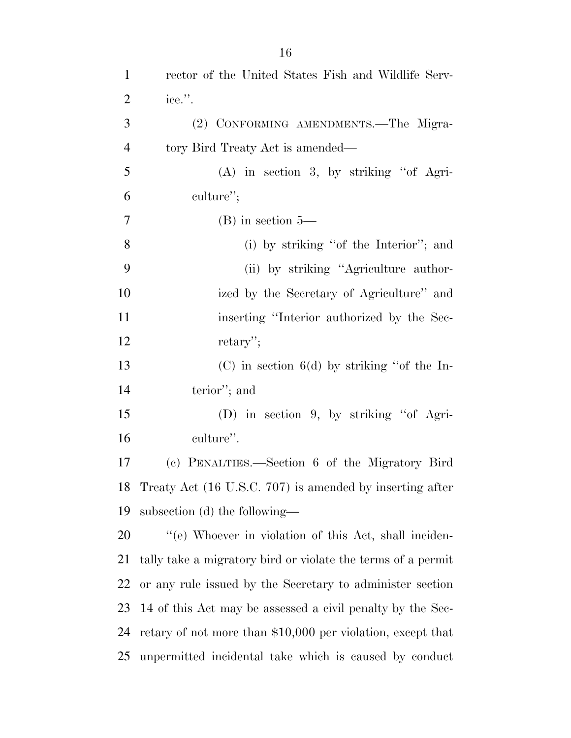rector of the United States Fish and Wildlife Service.''.

(2) CONFORMING AMENDMENTS.—The Migratory Bird Treaty Act is amended—

(A) in section 3, by striking ''of Agriculture'';

(B) in section 5—

(i) by striking ''of the Interior''; and

(ii) by striking ''Agriculture authorized by the Secretary of Agriculture'' and inserting ''Interior authorized by the Secretary'';

(C) in section 6(d) by striking ''of the Interior''; and

(D) in section 9, by striking ''of Agriculture''.

(c) PENALTIES.—Section 6 of the Migratory Bird Treaty Act (16 U.S.C. 707) is amended by inserting after subsection (d) the following—

''(e) Whoever in violation of this Act, shall incidentally take a migratory bird or violate the terms of a permit or any rule issued by the Secretary to administer section 14 of this Act may be assessed a civil penalty by the Secretary of not more than $10,000 per violation, except that unpermitted incidental take which is caused by conduct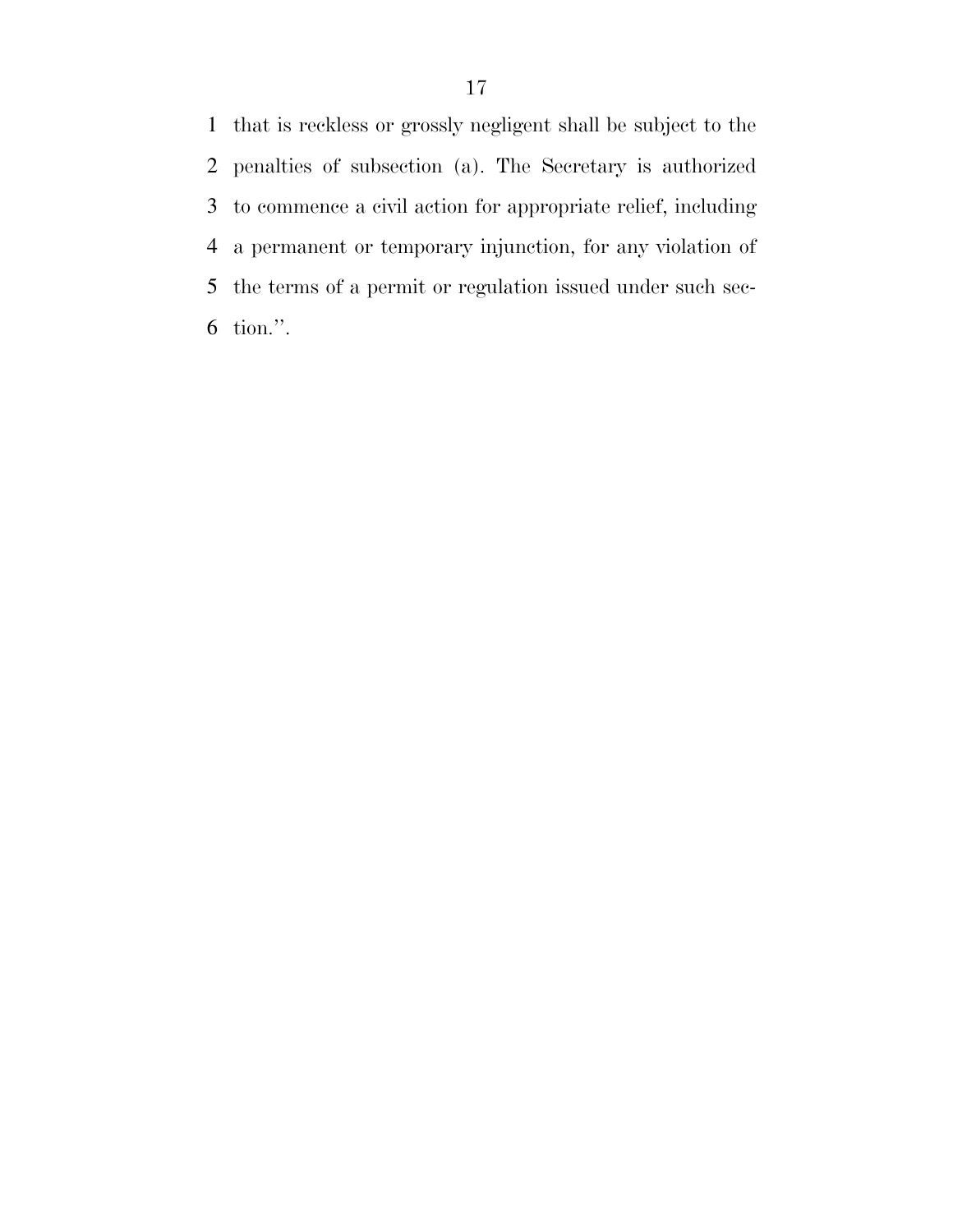that is reckless or grossly negligent shall be subject to the penalties of subsection (a). The Secretary is authorized to commence a civil action for appropriate relief, including a permanent or temporary injunction, for any violation of the terms of a permit or regulation issued under such section.''.